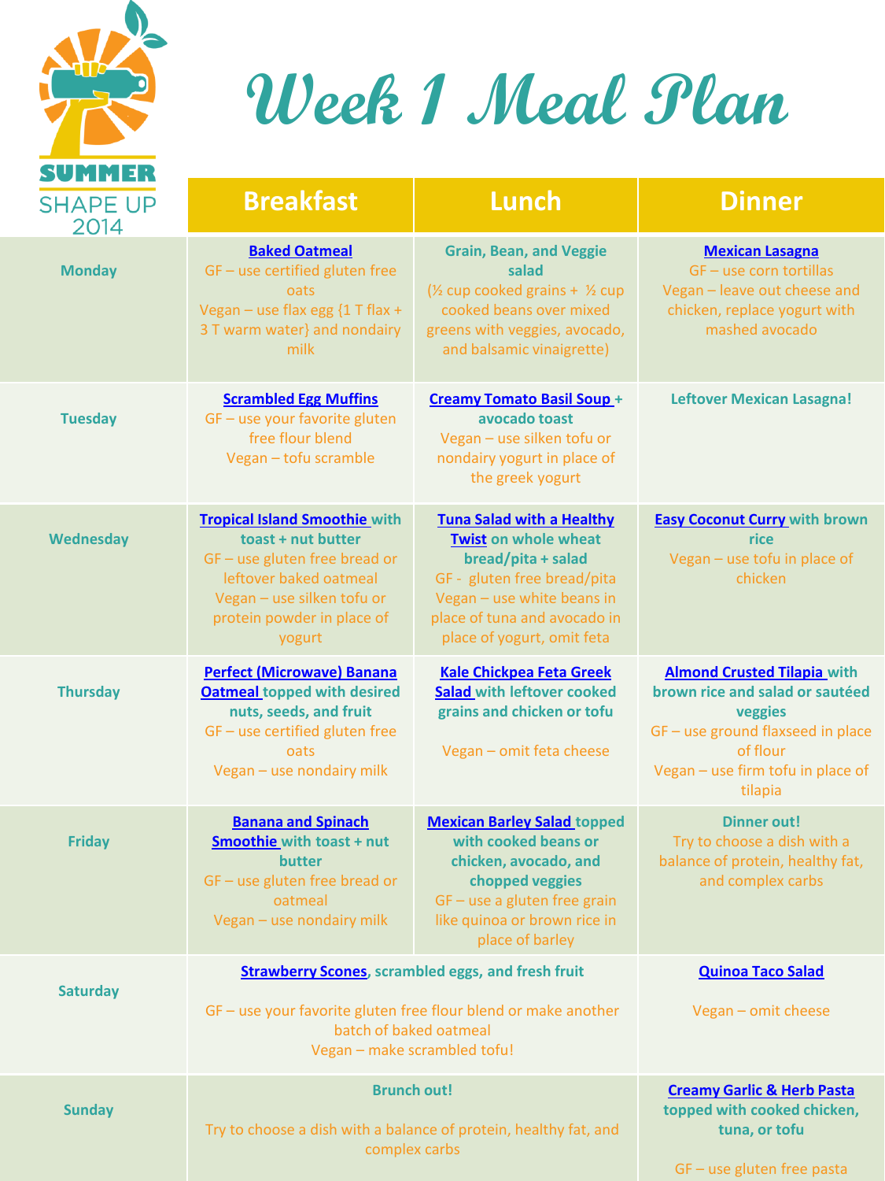SUMMER SHAPE UP 2014

# Week 1 Meal Plan

| | Breakfast | Lunch | Dinner |
|---|---|---|---|
| **Monday** | **Baked Oatmeal**<br>GF – use certified gluten free oats<br>Vegan – use flax egg {1 T flax + 3 T warm water} and nondairy milk | **Grain, Bean, and Veggie salad**<br>(½ cup cooked grains + ½ cup cooked beans over mixed greens with veggies, avocado, and balsamic vinaigrette) | **Mexican Lasagna**<br>GF – use corn tortillas<br>Vegan – leave out cheese and chicken, replace yogurt with mashed avocado |
| **Tuesday** | **Scrambled Egg Muffins**<br>GF – use your favorite gluten free flour blend<br>Vegan – tofu scramble | **Creamy Tomato Basil Soup + avocado toast**<br>Vegan – use silken tofu or nondairy yogurt in place of the greek yogurt | **Leftover Mexican Lasagna!** |
| **Wednesday** | **Tropical Island Smoothie with toast + nut butter**<br>GF – use gluten free bread or leftover baked oatmeal<br>Vegan – use silken tofu or protein powder in place of yogurt | **Tuna Salad with a Healthy Twist on whole wheat bread/pita + salad**<br>GF - gluten free bread/pita<br>Vegan – use white beans in place of tuna and avocado in place of yogurt, omit feta | **Easy Coconut Curry with brown rice**<br>Vegan – use tofu in place of chicken |
| **Thursday** | **Perfect (Microwave) Banana Oatmeal topped with desired nuts, seeds, and fruit**<br>GF – use certified gluten free oats<br>Vegan – use nondairy milk | **Kale Chickpea Feta Greek Salad with leftover cooked grains and chicken or tofu**<br>Vegan – omit feta cheese | **Almond Crusted Tilapia with brown rice and salad or sautéed veggies**<br>GF – use ground flaxseed in place of flour<br>Vegan – use firm tofu in place of tilapia |
| **Friday** | **Banana and Spinach Smoothie with toast + nut butter**<br>GF – use gluten free bread or oatmeal<br>Vegan – use nondairy milk | **Mexican Barley Salad topped with cooked beans or chicken, avocado, and chopped veggies**<br>GF – use a gluten free grain like quinoa or brown rice in place of barley | **Dinner out!**<br>Try to choose a dish with a balance of protein, healthy fat, and complex carbs |
| **Saturday** | **Strawberry Scones, scrambled eggs, and fresh fruit**<br>GF – use your favorite gluten free flour blend or make another batch of baked oatmeal<br>Vegan – make scrambled tofu! | | **Quinoa Taco Salad**<br>Vegan – omit cheese |
| **Sunday** | **Brunch out!**<br>Try to choose a dish with a balance of protein, healthy fat, and complex carbs | | **Creamy Garlic & Herb Pasta topped with cooked chicken, tuna, or tofu**<br>GF – use gluten free pasta |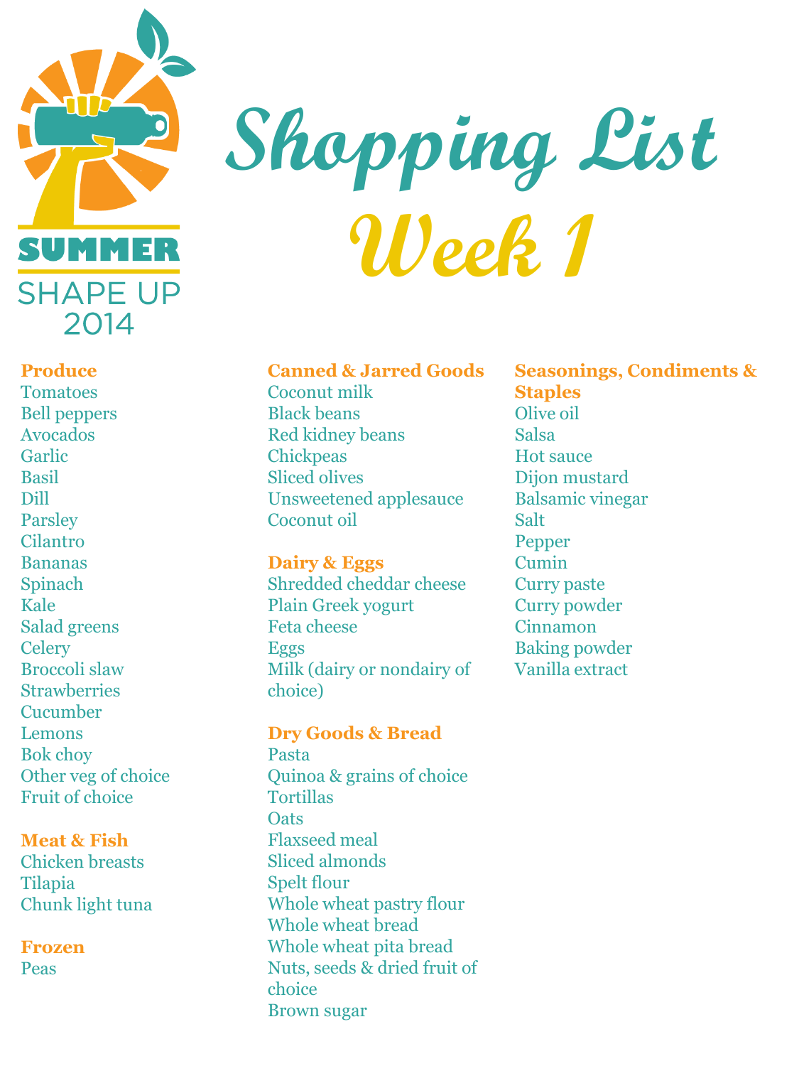SUMMER SHAPE UP 2014

# Shopping List Week 1

### Produce

- Tomatoes
- Bell peppers
- Avocados
- Garlic
- Basil
- Dill
- Parsley
- Cilantro
- Bananas
- Spinach
- Kale
- Salad greens
- Celery
- Broccoli slaw
- Strawberries
- Cucumber
- Lemons
- Bok choy
- Other veg of choice
- Fruit of choice

### Meat & Fish

- Chicken breasts
- Tilapia
- Chunk light tuna

### Frozen

- Peas

### Canned & Jarred Goods

- Coconut milk
- Black beans
- Red kidney beans
- Chickpeas
- Sliced olives
- Unsweetened applesauce
- Coconut oil

### Dairy & Eggs

- Shredded cheddar cheese
- Plain Greek yogurt
- Feta cheese
- Eggs
- Milk (dairy or nondairy of choice)

### Dry Goods & Bread

- Pasta
- Quinoa & grains of choice
- Tortillas
- Oats
- Flaxseed meal
- Sliced almonds
- Spelt flour
- Whole wheat pastry flour
- Whole wheat bread
- Whole wheat pita bread
- Nuts, seeds & dried fruit of choice
- Brown sugar

### Seasonings, Condiments & Staples

- Olive oil
- Salsa
- Hot sauce
- Dijon mustard
- Balsamic vinegar
- Salt
- Pepper
- Cumin
- Curry paste
- Curry powder
- Cinnamon
- Baking powder
- Vanilla extract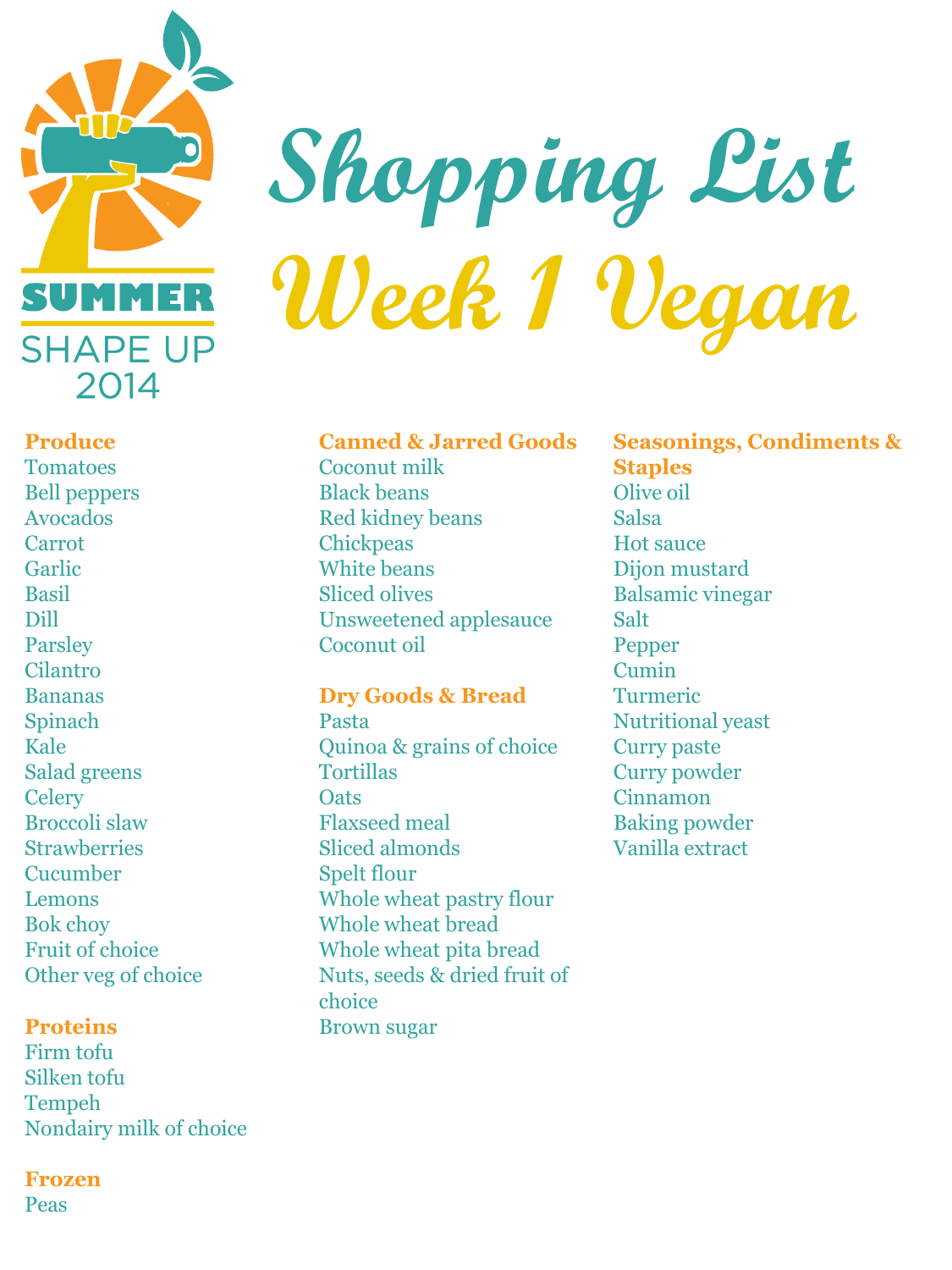SUMMER SHAPE UP 2014

# Shopping List Week 1 Vegan

### Produce
Tomatoes
Bell peppers
Avocados
Carrot
Garlic
Basil
Dill
Parsley
Cilantro
Bananas
Spinach
Kale
Salad greens
Celery
Broccoli slaw
Strawberries
Cucumber
Lemons
Bok choy
Fruit of choice
Other veg of choice

### Proteins
Firm tofu
Silken tofu
Tempeh
Nondairy milk of choice

### Frozen
Peas

### Canned & Jarred Goods
Coconut milk
Black beans
Red kidney beans
Chickpeas
White beans
Sliced olives
Unsweetened applesauce
Coconut oil

### Dry Goods & Bread
Pasta
Quinoa & grains of choice
Tortillas
Oats
Flaxseed meal
Sliced almonds
Spelt flour
Whole wheat pastry flour
Whole wheat bread
Whole wheat pita bread
Nuts, seeds & dried fruit of choice
Brown sugar

### Seasonings, Condiments & Staples
Olive oil
Salsa
Hot sauce
Dijon mustard
Balsamic vinegar
Salt
Pepper
Cumin
Turmeric
Nutritional yeast
Curry paste
Curry powder
Cinnamon
Baking powder
Vanilla extract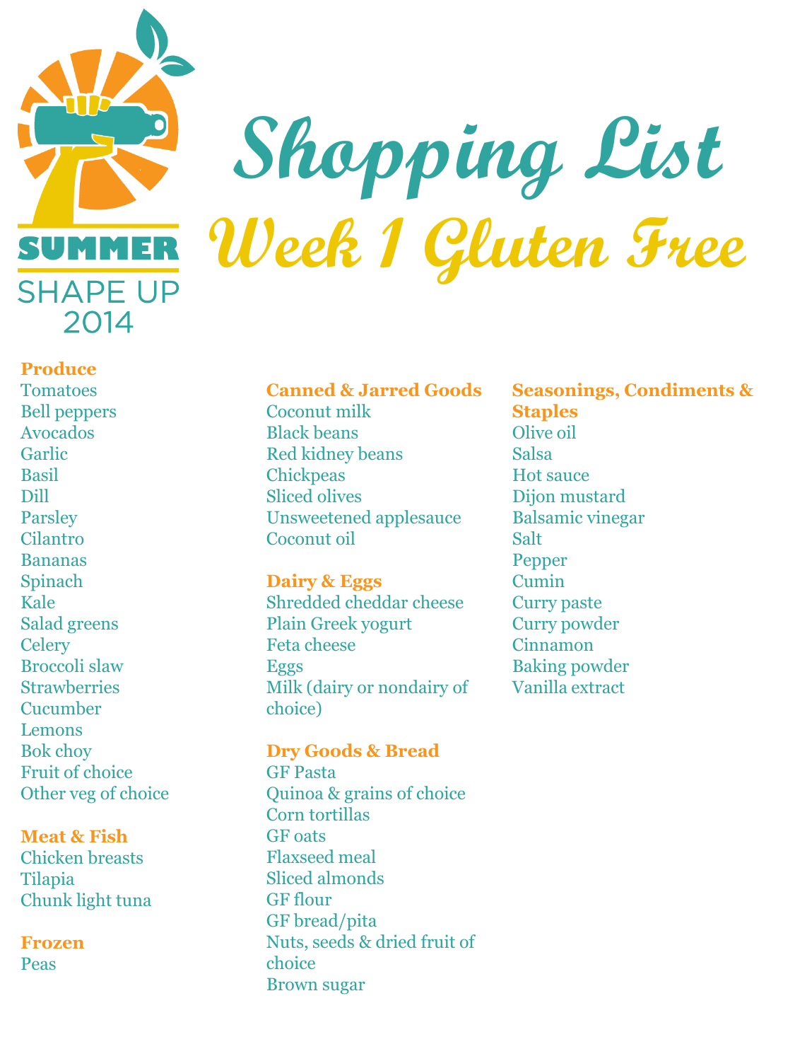SUMMER SHAPE UP 2014

# Shopping List

## Week 1 Gluten Free

### Produce
- Tomatoes
- Bell peppers
- Avocados
- Garlic
- Basil
- Dill
- Parsley
- Cilantro
- Bananas
- Spinach
- Kale
- Salad greens
- Celery
- Broccoli slaw
- Strawberries
- Cucumber
- Lemons
- Bok choy
- Fruit of choice
- Other veg of choice

### Meat & Fish
- Chicken breasts
- Tilapia
- Chunk light tuna

### Frozen
- Peas

### Canned & Jarred Goods
- Coconut milk
- Black beans
- Red kidney beans
- Chickpeas
- Sliced olives
- Unsweetened applesauce
- Coconut oil

### Dairy & Eggs
- Shredded cheddar cheese
- Plain Greek yogurt
- Feta cheese
- Eggs
- Milk (dairy or nondairy of choice)

### Dry Goods & Bread
- GF Pasta
- Quinoa & grains of choice
- Corn tortillas
- GF oats
- Flaxseed meal
- Sliced almonds
- GF flour
- GF bread/pita
- Nuts, seeds & dried fruit of choice
- Brown sugar

### Seasonings, Condiments & Staples
- Olive oil
- Salsa
- Hot sauce
- Dijon mustard
- Balsamic vinegar
- Salt
- Pepper
- Cumin
- Curry paste
- Curry powder
- Cinnamon
- Baking powder
- Vanilla extract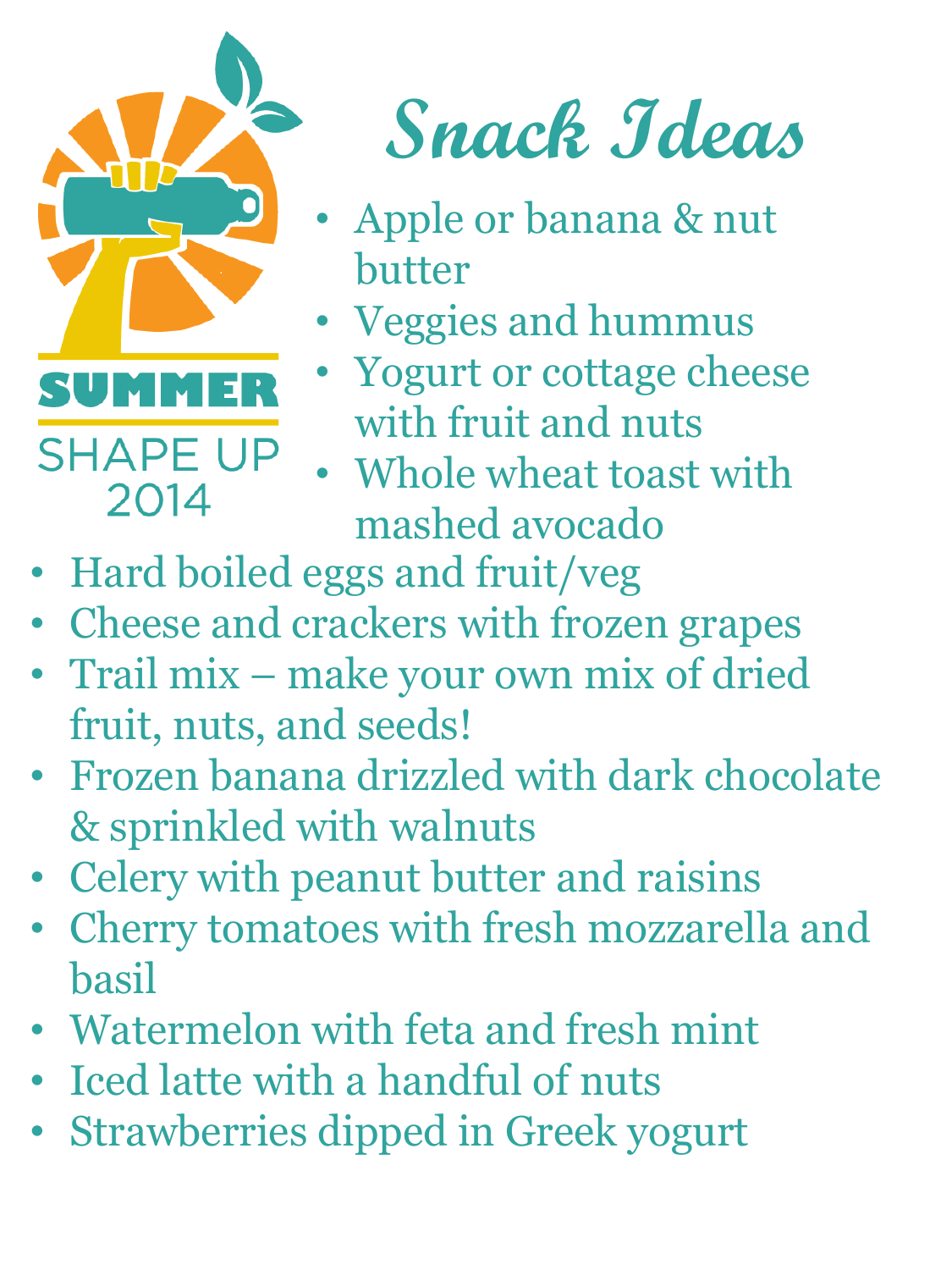SUMMER

SHAPE UP

2014

# Snack Ideas

- Apple or banana & nut butter
- Veggies and hummus
- Yogurt or cottage cheese with fruit and nuts
- Whole wheat toast with mashed avocado
- Hard boiled eggs and fruit/veg
- Cheese and crackers with frozen grapes
- Trail mix – make your own mix of dried fruit, nuts, and seeds!
- Frozen banana drizzled with dark chocolate & sprinkled with walnuts
- Celery with peanut butter and raisins
- Cherry tomatoes with fresh mozzarella and basil
- Watermelon with feta and fresh mint
- Iced latte with a handful of nuts
- Strawberries dipped in Greek yogurt